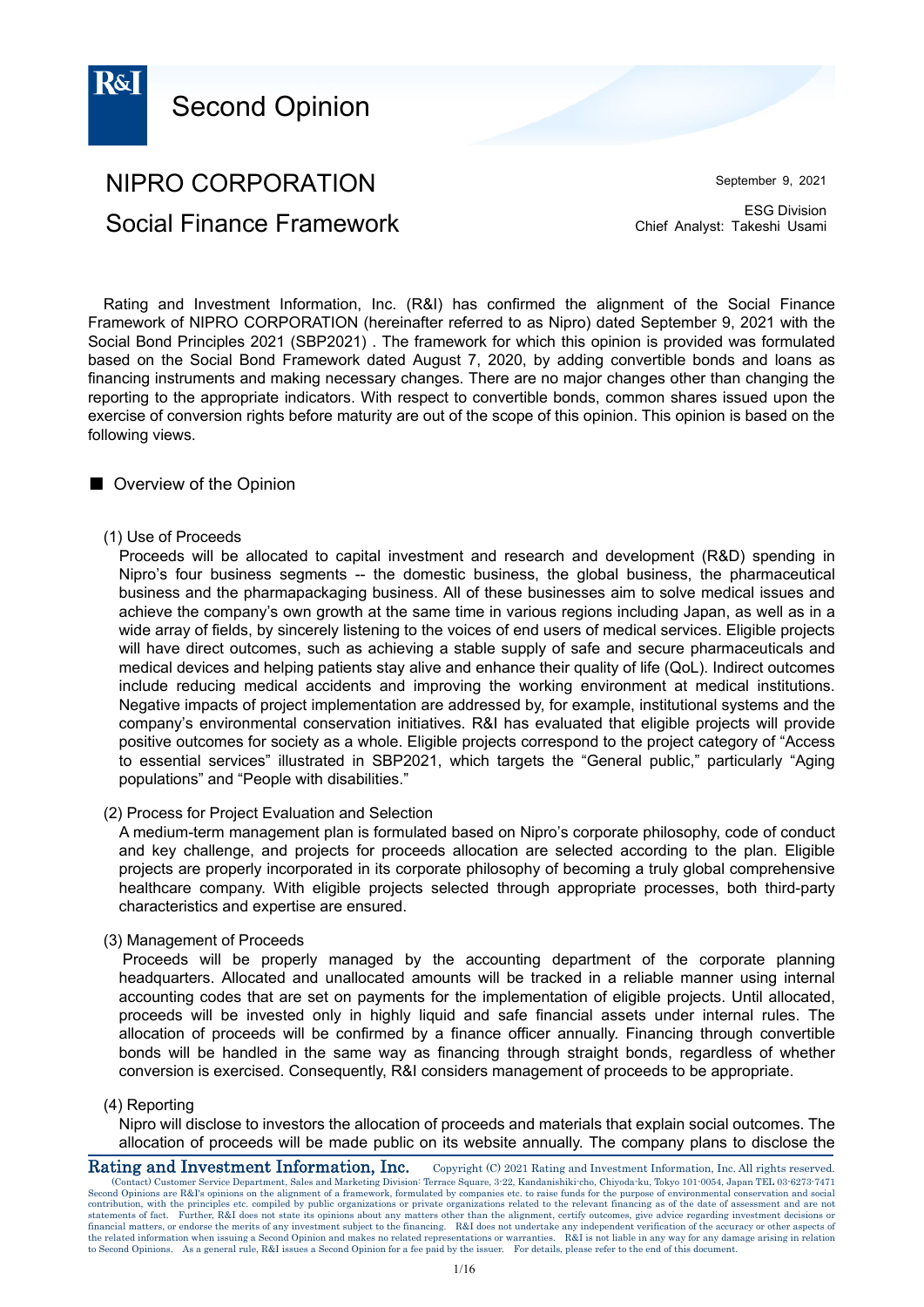# Second Opinion

## NIPRO CORPORATION
## Social Finance Framework

September 9, 2021

ESG Division
Chief Analyst: Takeshi Usami

Rating and Investment Information, Inc. (R&I) has confirmed the alignment of the Social Finance Framework of NIPRO CORPORATION (hereinafter referred to as Nipro) dated September 9, 2021 with the Social Bond Principles 2021 (SBP2021) . The framework for which this opinion is provided was formulated based on the Social Bond Framework dated August 7, 2020, by adding convertible bonds and loans as financing instruments and making necessary changes. There are no major changes other than changing the reporting to the appropriate indicators. With respect to convertible bonds, common shares issued upon the exercise of conversion rights before maturity are out of the scope of this opinion. This opinion is based on the following views.

### ■ Overview of the Opinion

(1) Use of Proceeds

Proceeds will be allocated to capital investment and research and development (R&D) spending in Nipro's four business segments -- the domestic business, the global business, the pharmaceutical business and the pharmapackaging business. All of these businesses aim to solve medical issues and achieve the company's own growth at the same time in various regions including Japan, as well as in a wide array of fields, by sincerely listening to the voices of end users of medical services. Eligible projects will have direct outcomes, such as achieving a stable supply of safe and secure pharmaceuticals and medical devices and helping patients stay alive and enhance their quality of life (QoL). Indirect outcomes include reducing medical accidents and improving the working environment at medical institutions. Negative impacts of project implementation are addressed by, for example, institutional systems and the company's environmental conservation initiatives. R&I has evaluated that eligible projects will provide positive outcomes for society as a whole. Eligible projects correspond to the project category of "Access to essential services" illustrated in SBP2021, which targets the "General public," particularly "Aging populations" and "People with disabilities."

(2) Process for Project Evaluation and Selection

A medium-term management plan is formulated based on Nipro's corporate philosophy, code of conduct and key challenge, and projects for proceeds allocation are selected according to the plan. Eligible projects are properly incorporated in its corporate philosophy of becoming a truly global comprehensive healthcare company. With eligible projects selected through appropriate processes, both third-party characteristics and expertise are ensured.

(3) Management of Proceeds

Proceeds will be properly managed by the accounting department of the corporate planning headquarters. Allocated and unallocated amounts will be tracked in a reliable manner using internal accounting codes that are set on payments for the implementation of eligible projects. Until allocated, proceeds will be invested only in highly liquid and safe financial assets under internal rules. The allocation of proceeds will be confirmed by a finance officer annually. Financing through convertible bonds will be handled in the same way as financing through straight bonds, regardless of whether conversion is exercised. Consequently, R&I considers management of proceeds to be appropriate.

(4) Reporting

Nipro will disclose to investors the allocation of proceeds and materials that explain social outcomes. The allocation of proceeds will be made public on its website annually. The company plans to disclose the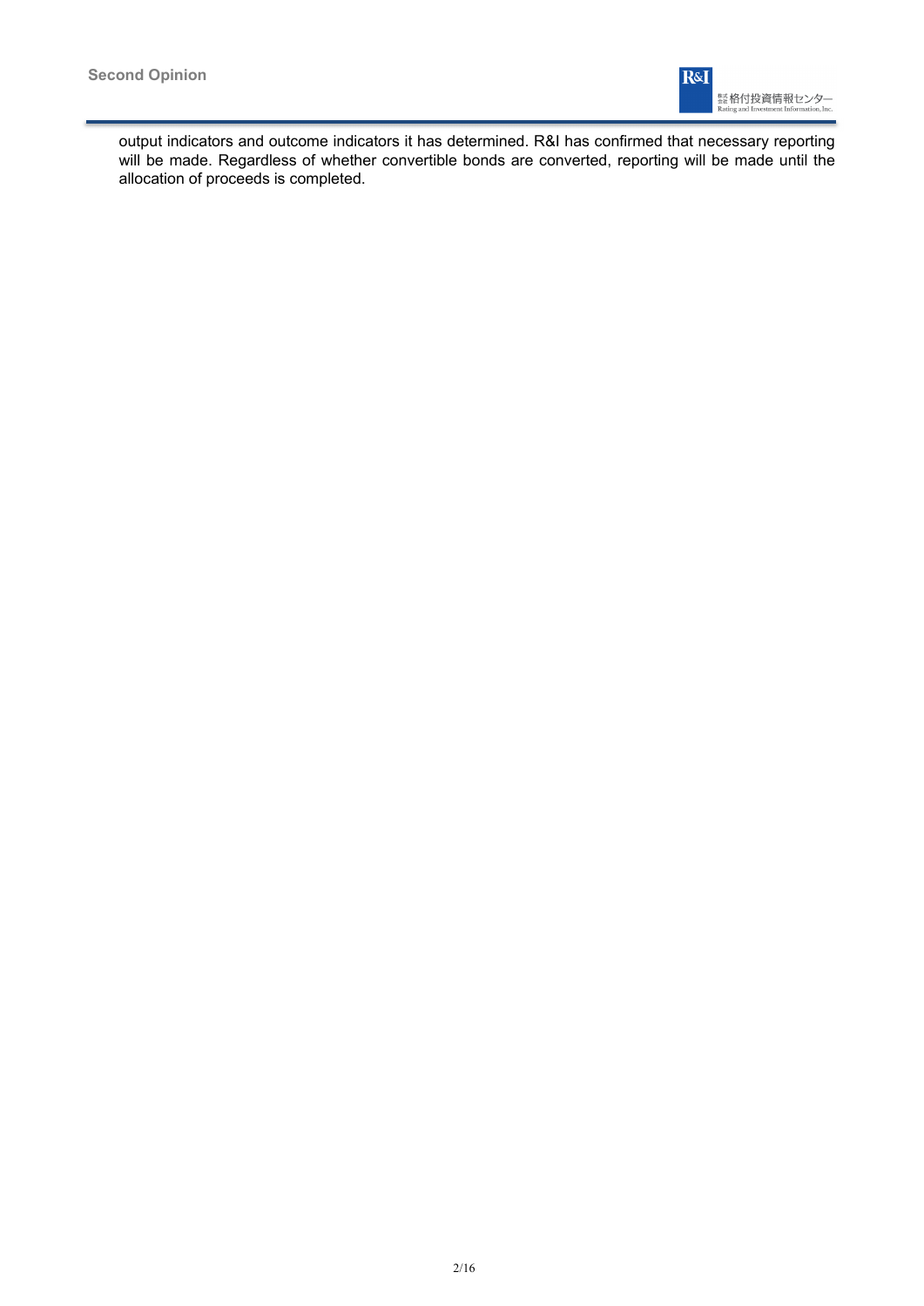output indicators and outcome indicators it has determined. R&I has confirmed that necessary reporting will be made. Regardless of whether convertible bonds are converted, reporting will be made until the allocation of proceeds is completed.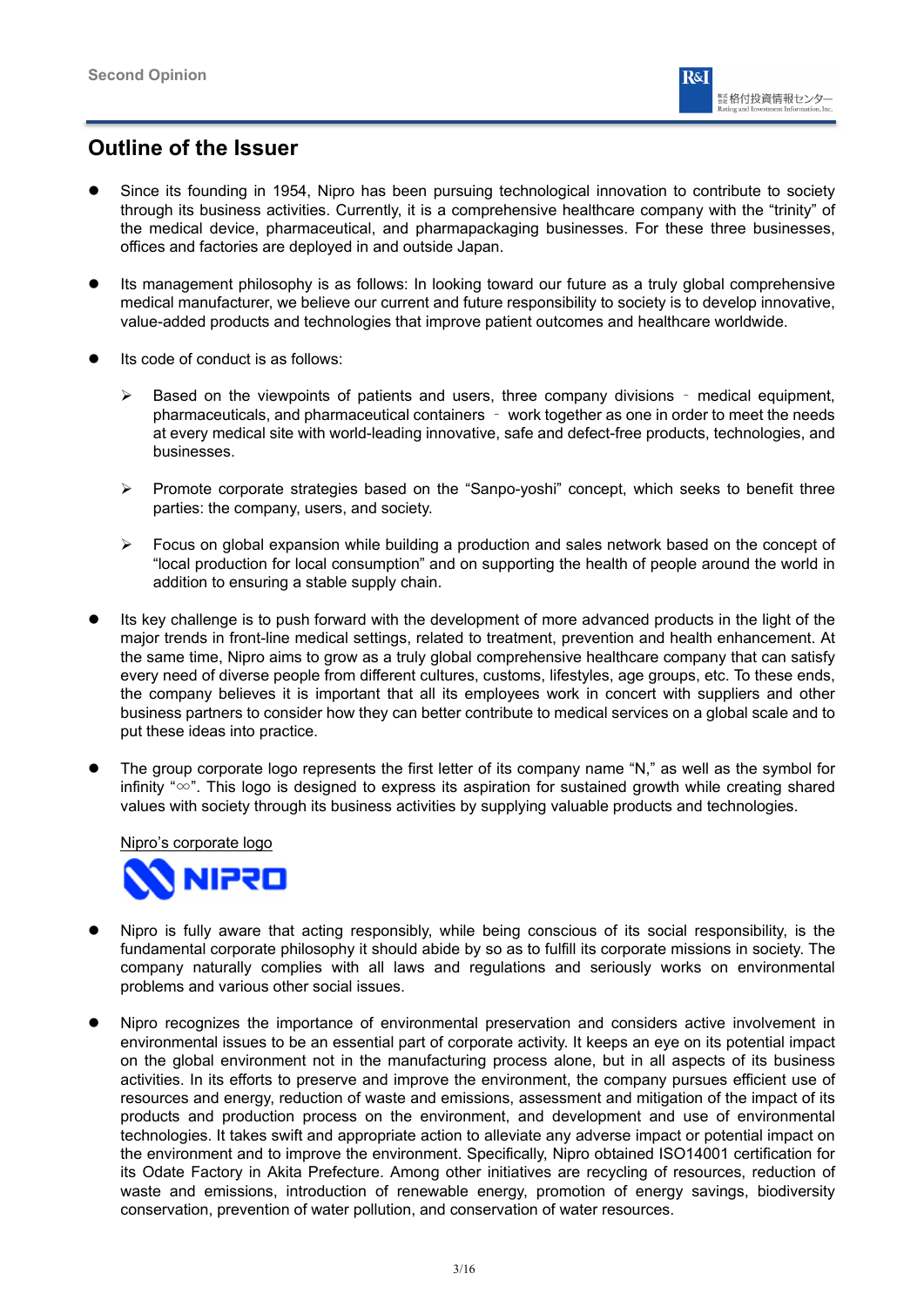## Outline of the Issuer

- Since its founding in 1954, Nipro has been pursuing technological innovation to contribute to society through its business activities. Currently, it is a comprehensive healthcare company with the "trinity" of the medical device, pharmaceutical, and pharmapackaging businesses. For these three businesses, offices and factories are deployed in and outside Japan.

- Its management philosophy is as follows: In looking toward our future as a truly global comprehensive medical manufacturer, we believe our current and future responsibility to society is to develop innovative, value-added products and technologies that improve patient outcomes and healthcare worldwide.

- Its code of conduct is as follows:

  - Based on the viewpoints of patients and users, three company divisions ‐ medical equipment, pharmaceuticals, and pharmaceutical containers ‐ work together as one in order to meet the needs at every medical site with world-leading innovative, safe and defect-free products, technologies, and businesses.

  - Promote corporate strategies based on the "Sanpo-yoshi" concept, which seeks to benefit three parties: the company, users, and society.

  - Focus on global expansion while building a production and sales network based on the concept of "local production for local consumption" and on supporting the health of people around the world in addition to ensuring a stable supply chain.

- Its key challenge is to push forward with the development of more advanced products in the light of the major trends in front-line medical settings, related to treatment, prevention and health enhancement. At the same time, Nipro aims to grow as a truly global comprehensive healthcare company that can satisfy every need of diverse people from different cultures, customs, lifestyles, age groups, etc. To these ends, the company believes it is important that all its employees work in concert with suppliers and other business partners to consider how they can better contribute to medical services on a global scale and to put these ideas into practice.

- The group corporate logo represents the first letter of its company name "N," as well as the symbol for infinity "∞". This logo is designed to express its aspiration for sustained growth while creating shared values with society through its business activities by supplying valuable products and technologies.

  Nipro's corporate logo

  NIPRO

- Nipro is fully aware that acting responsibly, while being conscious of its social responsibility, is the fundamental corporate philosophy it should abide by so as to fulfill its corporate missions in society. The company naturally complies with all laws and regulations and seriously works on environmental problems and various other social issues.

- Nipro recognizes the importance of environmental preservation and considers active involvement in environmental issues to be an essential part of corporate activity. It keeps an eye on its potential impact on the global environment not in the manufacturing process alone, but in all aspects of its business activities. In its efforts to preserve and improve the environment, the company pursues efficient use of resources and energy, reduction of waste and emissions, assessment and mitigation of the impact of its products and production process on the environment, and development and use of environmental technologies. It takes swift and appropriate action to alleviate any adverse impact or potential impact on the environment and to improve the environment. Specifically, Nipro obtained ISO14001 certification for its Odate Factory in Akita Prefecture. Among other initiatives are recycling of resources, reduction of waste and emissions, introduction of renewable energy, promotion of energy savings, biodiversity conservation, prevention of water pollution, and conservation of water resources.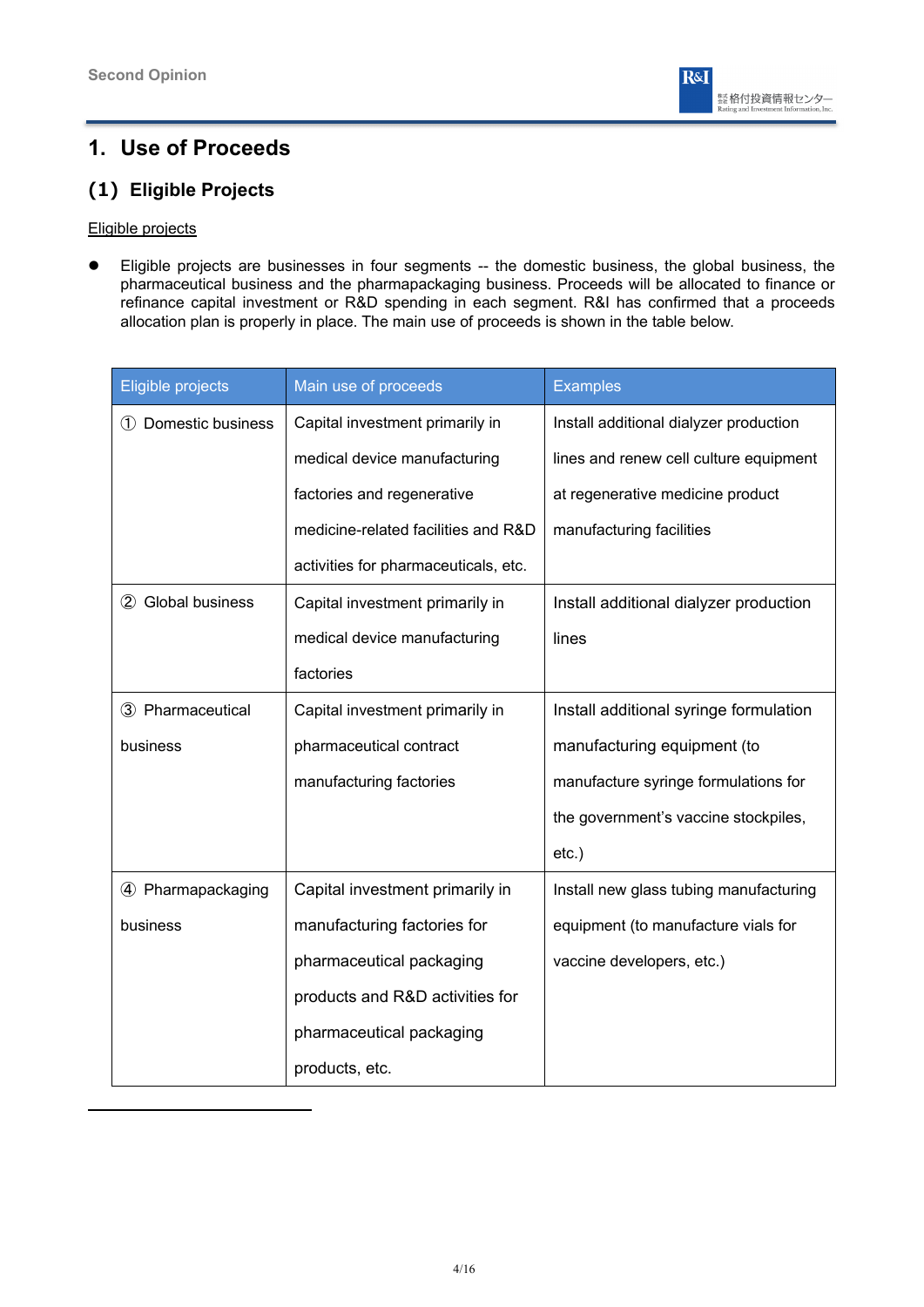# 1. Use of Proceeds

## (1) Eligible Projects

Eligible projects

- Eligible projects are businesses in four segments -- the domestic business, the global business, the pharmaceutical business and the pharmapackaging business. Proceeds will be allocated to finance or refinance capital investment or R&D spending in each segment. R&I has confirmed that a proceeds allocation plan is properly in place. The main use of proceeds is shown in the table below.

| Eligible projects | Main use of proceeds | Examples |
|---|---|---|
| ① Domestic business | Capital investment primarily in medical device manufacturing factories and regenerative medicine-related facilities and R&D activities for pharmaceuticals, etc. | Install additional dialyzer production lines and renew cell culture equipment at regenerative medicine product manufacturing facilities |
| ② Global business | Capital investment primarily in medical device manufacturing factories | Install additional dialyzer production lines |
| ③ Pharmaceutical business | Capital investment primarily in pharmaceutical contract manufacturing factories | Install additional syringe formulation manufacturing equipment (to manufacture syringe formulations for the government's vaccine stockpiles, etc.) |
| ④ Pharmapackaging business | Capital investment primarily in manufacturing factories for pharmaceutical packaging products and R&D activities for pharmaceutical packaging products, etc. | Install new glass tubing manufacturing equipment (to manufacture vials for vaccine developers, etc.) |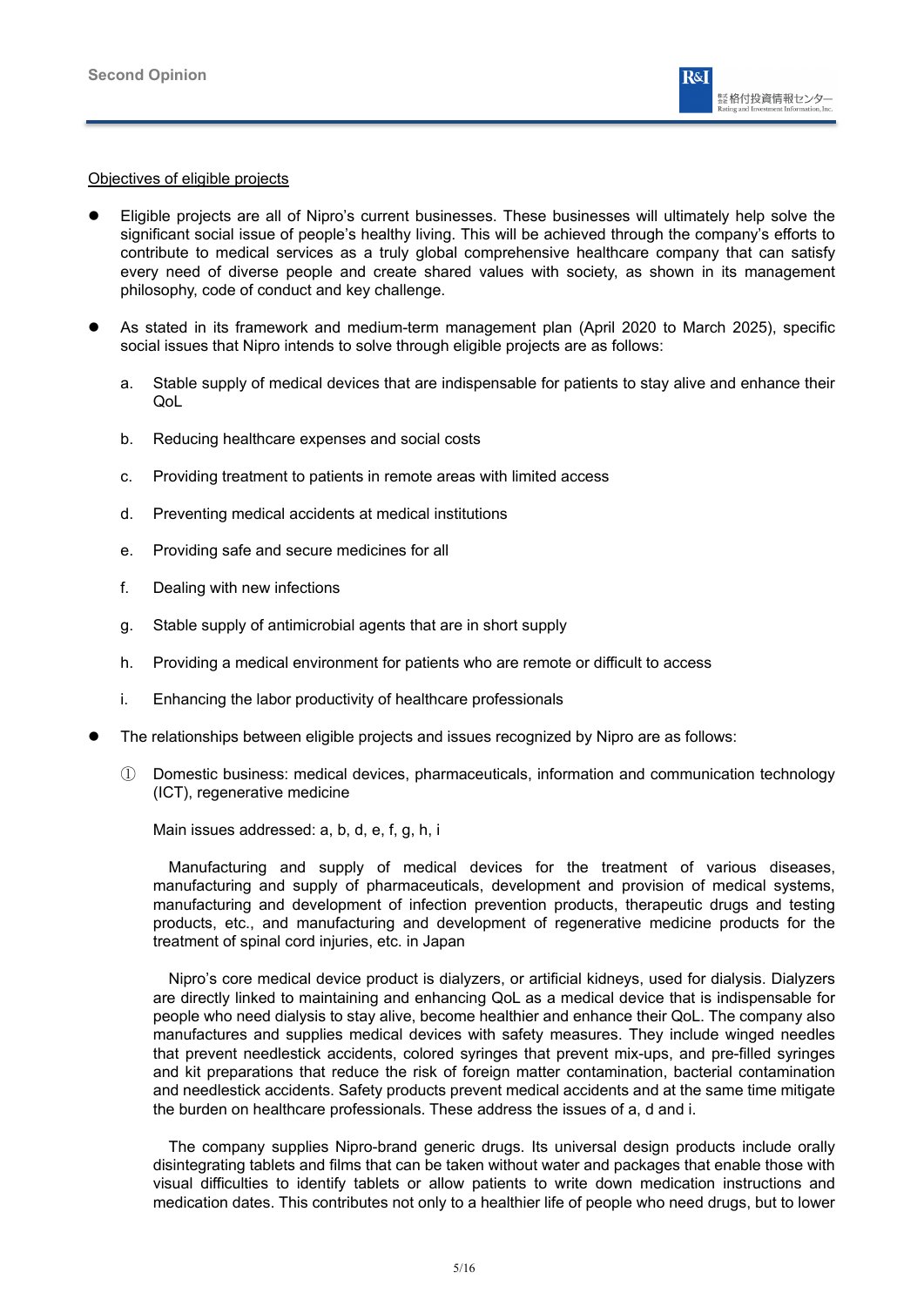Objectives of eligible projects

- Eligible projects are all of Nipro's current businesses. These businesses will ultimately help solve the significant social issue of people's healthy living. This will be achieved through the company's efforts to contribute to medical services as a truly global comprehensive healthcare company that can satisfy every need of diverse people and create shared values with society, as shown in its management philosophy, code of conduct and key challenge.

- As stated in its framework and medium-term management plan (April 2020 to March 2025), specific social issues that Nipro intends to solve through eligible projects are as follows:

  a. Stable supply of medical devices that are indispensable for patients to stay alive and enhance their QoL

  b. Reducing healthcare expenses and social costs

  c. Providing treatment to patients in remote areas with limited access

  d. Preventing medical accidents at medical institutions

  e. Providing safe and secure medicines for all

  f. Dealing with new infections

  g. Stable supply of antimicrobial agents that are in short supply

  h. Providing a medical environment for patients who are remote or difficult to access

  i. Enhancing the labor productivity of healthcare professionals

- The relationships between eligible projects and issues recognized by Nipro are as follows:

  ① Domestic business: medical devices, pharmaceuticals, information and communication technology (ICT), regenerative medicine

  Main issues addressed: a, b, d, e, f, g, h, i

  Manufacturing and supply of medical devices for the treatment of various diseases, manufacturing and supply of pharmaceuticals, development and provision of medical systems, manufacturing and development of infection prevention products, therapeutic drugs and testing products, etc., and manufacturing and development of regenerative medicine products for the treatment of spinal cord injuries, etc. in Japan

  Nipro's core medical device product is dialyzers, or artificial kidneys, used for dialysis. Dialyzers are directly linked to maintaining and enhancing QoL as a medical device that is indispensable for people who need dialysis to stay alive, become healthier and enhance their QoL. The company also manufactures and supplies medical devices with safety measures. They include winged needles that prevent needlestick accidents, colored syringes that prevent mix-ups, and pre-filled syringes and kit preparations that reduce the risk of foreign matter contamination, bacterial contamination and needlestick accidents. Safety products prevent medical accidents and at the same time mitigate the burden on healthcare professionals. These address the issues of a, d and i.

  The company supplies Nipro-brand generic drugs. Its universal design products include orally disintegrating tablets and films that can be taken without water and packages that enable those with visual difficulties to identify tablets or allow patients to write down medication instructions and medication dates. This contributes not only to a healthier life of people who need drugs, but to lower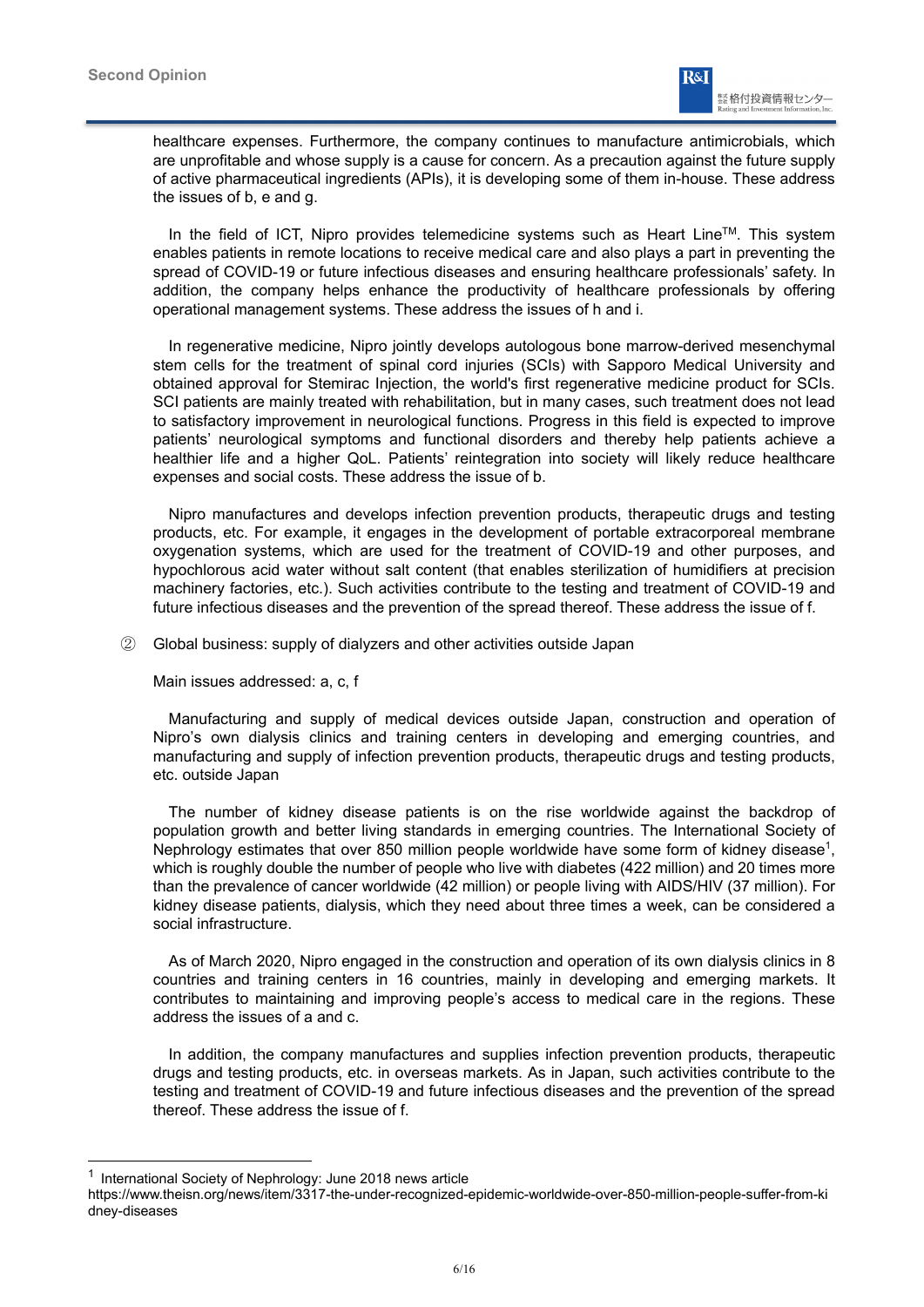healthcare expenses. Furthermore, the company continues to manufacture antimicrobials, which are unprofitable and whose supply is a cause for concern. As a precaution against the future supply of active pharmaceutical ingredients (APIs), it is developing some of them in-house. These address the issues of b, e and g.

In the field of ICT, Nipro provides telemedicine systems such as Heart Line™. This system enables patients in remote locations to receive medical care and also plays a part in preventing the spread of COVID-19 or future infectious diseases and ensuring healthcare professionals' safety. In addition, the company helps enhance the productivity of healthcare professionals by offering operational management systems. These address the issues of h and i.

In regenerative medicine, Nipro jointly develops autologous bone marrow-derived mesenchymal stem cells for the treatment of spinal cord injuries (SCIs) with Sapporo Medical University and obtained approval for Stemirac Injection, the world's first regenerative medicine product for SCIs. SCI patients are mainly treated with rehabilitation, but in many cases, such treatment does not lead to satisfactory improvement in neurological functions. Progress in this field is expected to improve patients' neurological symptoms and functional disorders and thereby help patients achieve a healthier life and a higher QoL. Patients' reintegration into society will likely reduce healthcare expenses and social costs. These address the issue of b.

Nipro manufactures and develops infection prevention products, therapeutic drugs and testing products, etc. For example, it engages in the development of portable extracorporeal membrane oxygenation systems, which are used for the treatment of COVID-19 and other purposes, and hypochlorous acid water without salt content (that enables sterilization of humidifiers at precision machinery factories, etc.). Such activities contribute to the testing and treatment of COVID-19 and future infectious diseases and the prevention of the spread thereof. These address the issue of f.

② Global business: supply of dialyzers and other activities outside Japan

Main issues addressed: a, c, f

Manufacturing and supply of medical devices outside Japan, construction and operation of Nipro's own dialysis clinics and training centers in developing and emerging countries, and manufacturing and supply of infection prevention products, therapeutic drugs and testing products, etc. outside Japan

The number of kidney disease patients is on the rise worldwide against the backdrop of population growth and better living standards in emerging countries. The International Society of Nephrology estimates that over 850 million people worldwide have some form of kidney disease[1], which is roughly double the number of people who live with diabetes (422 million) and 20 times more than the prevalence of cancer worldwide (42 million) or people living with AIDS/HIV (37 million). For kidney disease patients, dialysis, which they need about three times a week, can be considered a social infrastructure.

As of March 2020, Nipro engaged in the construction and operation of its own dialysis clinics in 8 countries and training centers in 16 countries, mainly in developing and emerging markets. It contributes to maintaining and improving people's access to medical care in the regions. These address the issues of a and c.

In addition, the company manufactures and supplies infection prevention products, therapeutic drugs and testing products, etc. in overseas markets. As in Japan, such activities contribute to the testing and treatment of COVID-19 and future infectious diseases and the prevention of the spread thereof. These address the issue of f.

---

[1] International Society of Nephrology: June 2018 news article
https://www.theisn.org/news/item/3317-the-under-recognized-epidemic-worldwide-over-850-million-people-suffer-from-kidney-diseases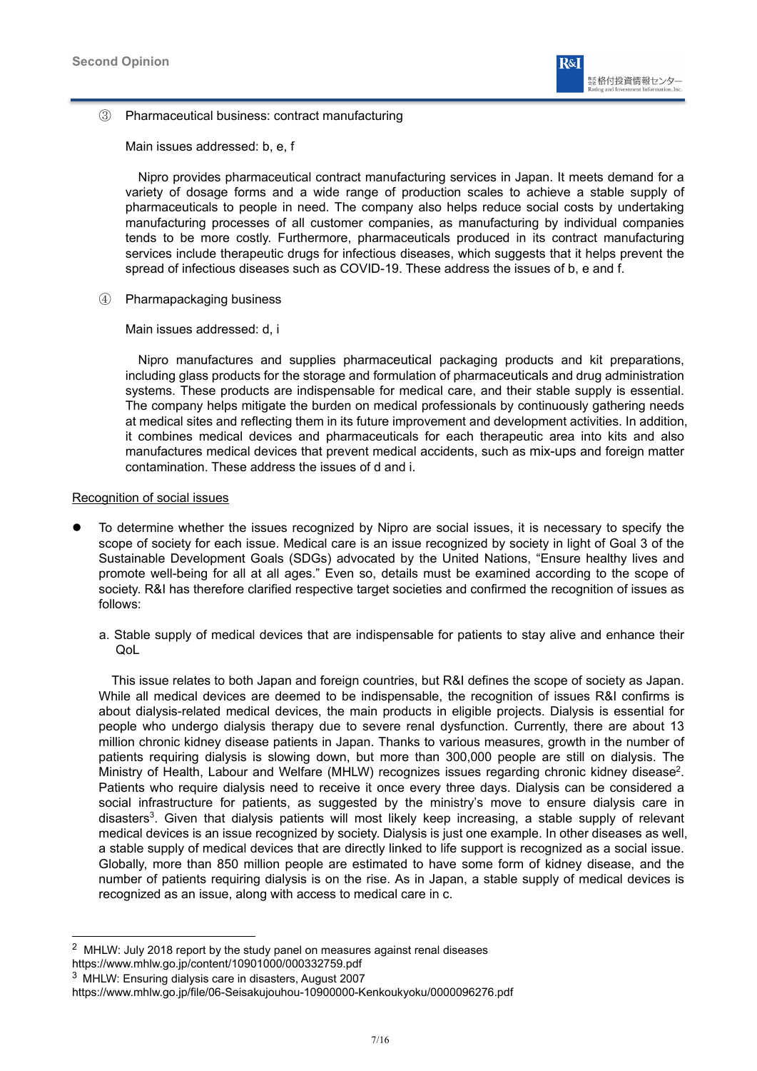③ Pharmaceutical business: contract manufacturing

Main issues addressed: b, e, f

Nipro provides pharmaceutical contract manufacturing services in Japan. It meets demand for a variety of dosage forms and a wide range of production scales to achieve a stable supply of pharmaceuticals to people in need. The company also helps reduce social costs by undertaking manufacturing processes of all customer companies, as manufacturing by individual companies tends to be more costly. Furthermore, pharmaceuticals produced in its contract manufacturing services include therapeutic drugs for infectious diseases, which suggests that it helps prevent the spread of infectious diseases such as COVID-19. These address the issues of b, e and f.

④ Pharmapackaging business

Main issues addressed: d, i

Nipro manufactures and supplies pharmaceutical packaging products and kit preparations, including glass products for the storage and formulation of pharmaceuticals and drug administration systems. These products are indispensable for medical care, and their stable supply is essential. The company helps mitigate the burden on medical professionals by continuously gathering needs at medical sites and reflecting them in its future improvement and development activities. In addition, it combines medical devices and pharmaceuticals for each therapeutic area into kits and also manufactures medical devices that prevent medical accidents, such as mix-ups and foreign matter contamination. These address the issues of d and i.

Recognition of social issues

- To determine whether the issues recognized by Nipro are social issues, it is necessary to specify the scope of society for each issue. Medical care is an issue recognized by society in light of Goal 3 of the Sustainable Development Goals (SDGs) advocated by the United Nations, "Ensure healthy lives and promote well-being for all at all ages." Even so, details must be examined according to the scope of society. R&I has therefore clarified respective target societies and confirmed the recognition of issues as follows:

  a. Stable supply of medical devices that are indispensable for patients to stay alive and enhance their QoL

  This issue relates to both Japan and foreign countries, but R&I defines the scope of society as Japan. While all medical devices are deemed to be indispensable, the recognition of issues R&I confirms is about dialysis-related medical devices, the main products in eligible projects. Dialysis is essential for people who undergo dialysis therapy due to severe renal dysfunction. Currently, there are about 13 million chronic kidney disease patients in Japan. Thanks to various measures, growth in the number of patients requiring dialysis is slowing down, but more than 300,000 people are still on dialysis. The Ministry of Health, Labour and Welfare (MHLW) recognizes issues regarding chronic kidney disease[2]. Patients who require dialysis need to receive it once every three days. Dialysis can be considered a social infrastructure for patients, as suggested by the ministry's move to ensure dialysis care in disasters[3]. Given that dialysis patients will most likely keep increasing, a stable supply of relevant medical devices is an issue recognized by society. Dialysis is just one example. In other diseases as well, a stable supply of medical devices that are directly linked to life support is recognized as a social issue. Globally, more than 850 million people are estimated to have some form of kidney disease, and the number of patients requiring dialysis is on the rise. As in Japan, a stable supply of medical devices is recognized as an issue, along with access to medical care in c.

---

[2] MHLW: July 2018 report by the study panel on measures against renal diseases
https://www.mhlw.go.jp/content/10901000/000332759.pdf

[3] MHLW: Ensuring dialysis care in disasters, August 2007
https://www.mhlw.go.jp/file/06-Seisakujouhou-10900000-Kenkoukyoku/0000096276.pdf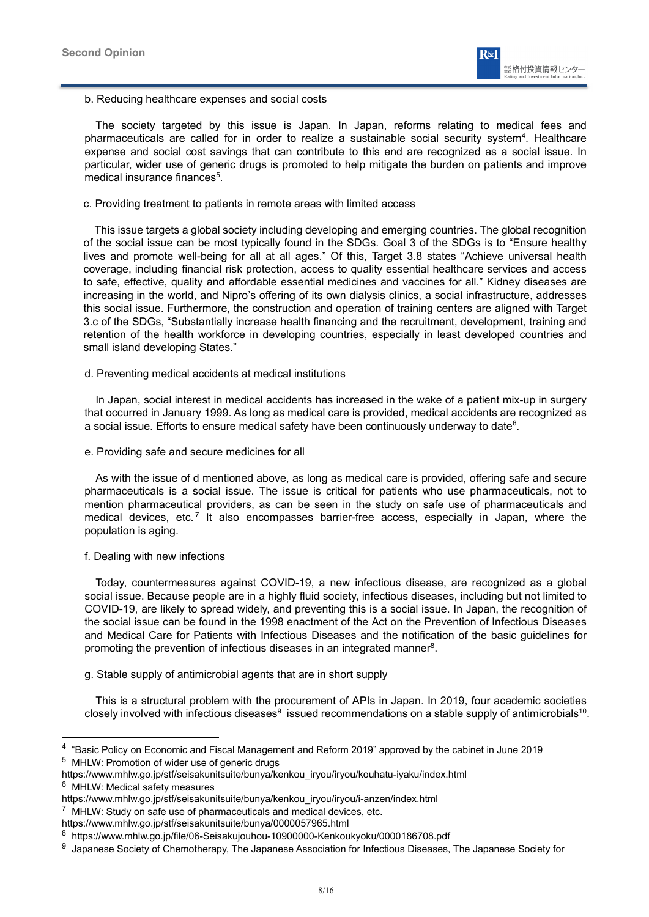b. Reducing healthcare expenses and social costs

The society targeted by this issue is Japan. In Japan, reforms relating to medical fees and pharmaceuticals are called for in order to realize a sustainable social security system[4]. Healthcare expense and social cost savings that can contribute to this end are recognized as a social issue. In particular, wider use of generic drugs is promoted to help mitigate the burden on patients and improve medical insurance finances[5].

c. Providing treatment to patients in remote areas with limited access

This issue targets a global society including developing and emerging countries. The global recognition of the social issue can be most typically found in the SDGs. Goal 3 of the SDGs is to "Ensure healthy lives and promote well-being for all at all ages." Of this, Target 3.8 states "Achieve universal health coverage, including financial risk protection, access to quality essential healthcare services and access to safe, effective, quality and affordable essential medicines and vaccines for all." Kidney diseases are increasing in the world, and Nipro's offering of its own dialysis clinics, a social infrastructure, addresses this social issue. Furthermore, the construction and operation of training centers are aligned with Target 3.c of the SDGs, "Substantially increase health financing and the recruitment, development, training and retention of the health workforce in developing countries, especially in least developed countries and small island developing States."

d. Preventing medical accidents at medical institutions

In Japan, social interest in medical accidents has increased in the wake of a patient mix-up in surgery that occurred in January 1999. As long as medical care is provided, medical accidents are recognized as a social issue. Efforts to ensure medical safety have been continuously underway to date[6].

e. Providing safe and secure medicines for all

As with the issue of d mentioned above, as long as medical care is provided, offering safe and secure pharmaceuticals is a social issue. The issue is critical for patients who use pharmaceuticals, not to mention pharmaceutical providers, as can be seen in the study on safe use of pharmaceuticals and medical devices, etc.[7] It also encompasses barrier-free access, especially in Japan, where the population is aging.

f. Dealing with new infections

Today, countermeasures against COVID-19, a new infectious disease, are recognized as a global social issue. Because people are in a highly fluid society, infectious diseases, including but not limited to COVID-19, are likely to spread widely, and preventing this is a social issue. In Japan, the recognition of the social issue can be found in the 1998 enactment of the Act on the Prevention of Infectious Diseases and Medical Care for Patients with Infectious Diseases and the notification of the basic guidelines for promoting the prevention of infectious diseases in an integrated manner[8].

g. Stable supply of antimicrobial agents that are in short supply

This is a structural problem with the procurement of APIs in Japan. In 2019, four academic societies closely involved with infectious diseases[9] issued recommendations on a stable supply of antimicrobials[10].

---

[4] "Basic Policy on Economic and Fiscal Management and Reform 2019" approved by the cabinet in June 2019

[5] MHLW: Promotion of wider use of generic drugs
https://www.mhlw.go.jp/stf/seisakunitsuite/bunya/kenkou_iryou/iryou/kouhatu-iyaku/index.html

[6] MHLW: Medical safety measures
https://www.mhlw.go.jp/stf/seisakunitsuite/bunya/kenkou_iryou/iryou/i-anzen/index.html

[7] MHLW: Study on safe use of pharmaceuticals and medical devices, etc.
https://www.mhlw.go.jp/stf/seisakunitsuite/bunya/0000057965.html

[8] https://www.mhlw.go.jp/file/06-Seisakujouhou-10900000-Kenkoukyoku/0000186708.pdf

[9] Japanese Society of Chemotherapy, The Japanese Association for Infectious Diseases, The Japanese Society for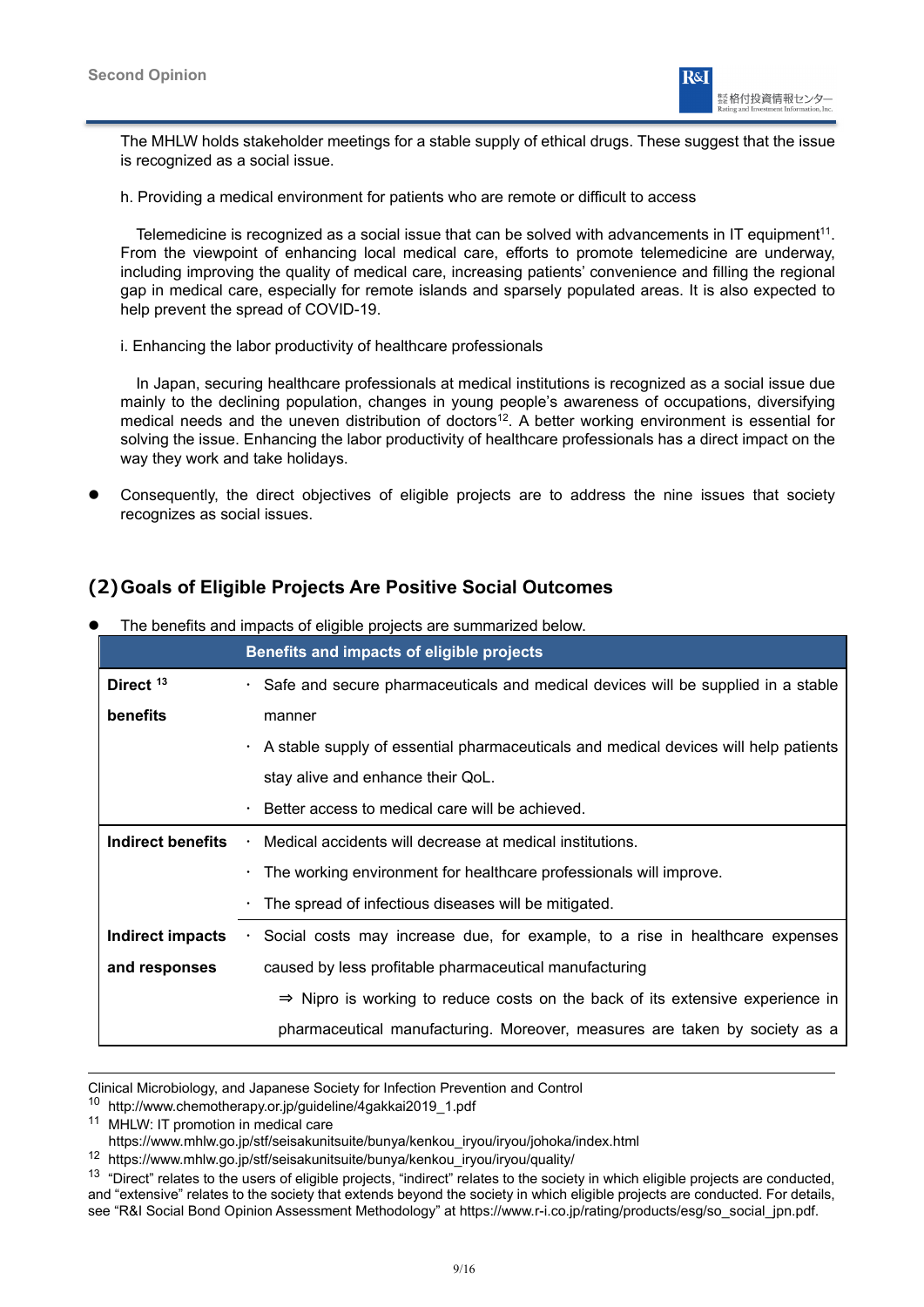The MHLW holds stakeholder meetings for a stable supply of ethical drugs. These suggest that the issue is recognized as a social issue.

h. Providing a medical environment for patients who are remote or difficult to access

Telemedicine is recognized as a social issue that can be solved with advancements in IT equipment[11]. From the viewpoint of enhancing local medical care, efforts to promote telemedicine are underway, including improving the quality of medical care, increasing patients' convenience and filling the regional gap in medical care, especially for remote islands and sparsely populated areas. It is also expected to help prevent the spread of COVID-19.

i. Enhancing the labor productivity of healthcare professionals

In Japan, securing healthcare professionals at medical institutions is recognized as a social issue due mainly to the declining population, changes in young people's awareness of occupations, diversifying medical needs and the uneven distribution of doctors[12]. A better working environment is essential for solving the issue. Enhancing the labor productivity of healthcare professionals has a direct impact on the way they work and take holidays.

- Consequently, the direct objectives of eligible projects are to address the nine issues that society recognizes as social issues.

## (2) Goals of Eligible Projects Are Positive Social Outcomes

- The benefits and impacts of eligible projects are summarized below.

| | Benefits and impacts of eligible projects |
|---|---|
| **Direct [13] benefits** | · Safe and secure pharmaceuticals and medical devices will be supplied in a stable manner<br>· A stable supply of essential pharmaceuticals and medical devices will help patients stay alive and enhance their QoL.<br>· Better access to medical care will be achieved. |
| **Indirect benefits** | · Medical accidents will decrease at medical institutions.<br>· The working environment for healthcare professionals will improve.<br>· The spread of infectious diseases will be mitigated. |
| **Indirect impacts and responses** | · Social costs may increase due, for example, to a rise in healthcare expenses caused by less profitable pharmaceutical manufacturing<br>⇒ Nipro is working to reduce costs on the back of its extensive experience in pharmaceutical manufacturing. Moreover, measures are taken by society as a |

---

Clinical Microbiology, and Japanese Society for Infection Prevention and Control

[10] http://www.chemotherapy.or.jp/guideline/4gakkai2019_1.pdf

[11] MHLW: IT promotion in medical care https://www.mhlw.go.jp/stf/seisakunitsuite/bunya/kenkou_iryou/iryou/johoka/index.html

[12] https://www.mhlw.go.jp/stf/seisakunitsuite/bunya/kenkou_iryou/iryou/quality/

[13] "Direct" relates to the users of eligible projects, "indirect" relates to the society in which eligible projects are conducted, and "extensive" relates to the society that extends beyond the society in which eligible projects are conducted. For details, see "R&I Social Bond Opinion Assessment Methodology" at https://www.r-i.co.jp/rating/products/esg/so_social_jpn.pdf.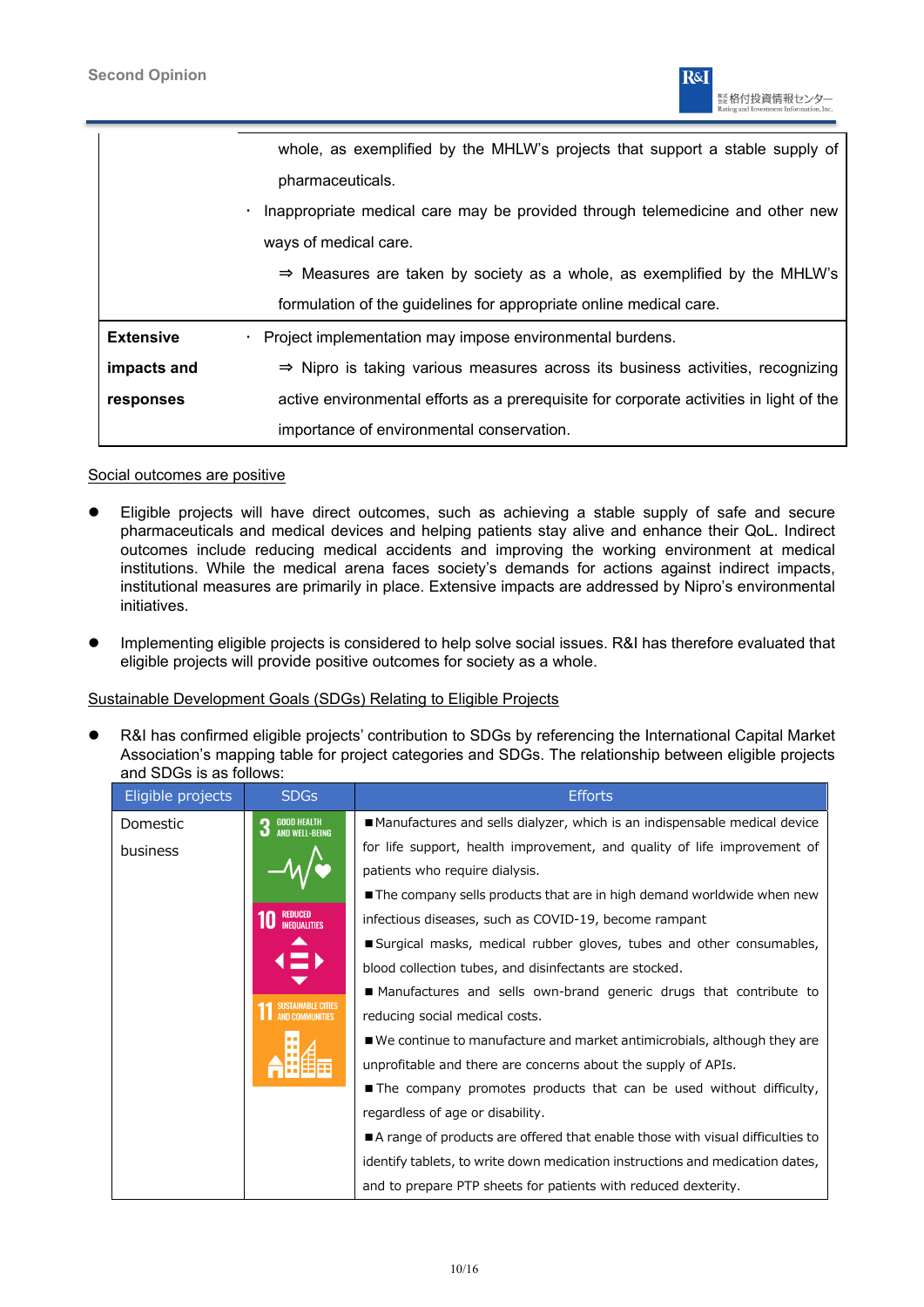| | |
|---|---|
| | whole, as exemplified by the MHLW's projects that support a stable supply of pharmaceuticals.<br>・ Inappropriate medical care may be provided through telemedicine and other new ways of medical care.<br>⇒ Measures are taken by society as a whole, as exemplified by the MHLW's formulation of the guidelines for appropriate online medical care. |
| **Extensive impacts and responses** | ・ Project implementation may impose environmental burdens.<br>⇒ Nipro is taking various measures across its business activities, recognizing active environmental efforts as a prerequisite for corporate activities in light of the importance of environmental conservation. |

Social outcomes are positive

- Eligible projects will have direct outcomes, such as achieving a stable supply of safe and secure pharmaceuticals and medical devices and helping patients stay alive and enhance their QoL. Indirect outcomes include reducing medical accidents and improving the working environment at medical institutions. While the medical arena faces society's demands for actions against indirect impacts, institutional measures are primarily in place. Extensive impacts are addressed by Nipro's environmental initiatives.

- Implementing eligible projects is considered to help solve social issues. R&I has therefore evaluated that eligible projects will provide positive outcomes for society as a whole.

Sustainable Development Goals (SDGs) Relating to Eligible Projects

- R&I has confirmed eligible projects' contribution to SDGs by referencing the International Capital Market Association's mapping table for project categories and SDGs. The relationship between eligible projects and SDGs is as follows:

| Eligible projects | SDGs | Efforts |
|---|---|---|
| Domestic business | 3 GOOD HEALTH AND WELL-BEING<br>10 REDUCED INEQUALITIES<br>11 SUSTAINABLE CITIES AND COMMUNITIES | ■Manufactures and sells dialyzer, which is an indispensable medical device for life support, health improvement, and quality of life improvement of patients who require dialysis.<br>■The company sells products that are in high demand worldwide when new infectious diseases, such as COVID-19, become rampant<br>■Surgical masks, medical rubber gloves, tubes and other consumables, blood collection tubes, and disinfectants are stocked.<br>■Manufactures and sells own-brand generic drugs that contribute to reducing social medical costs.<br>■We continue to manufacture and market antimicrobials, although they are unprofitable and there are concerns about the supply of APIs.<br>■The company promotes products that can be used without difficulty, regardless of age or disability.<br>■A range of products are offered that enable those with visual difficulties to identify tablets, to write down medication instructions and medication dates, and to prepare PTP sheets for patients with reduced dexterity. |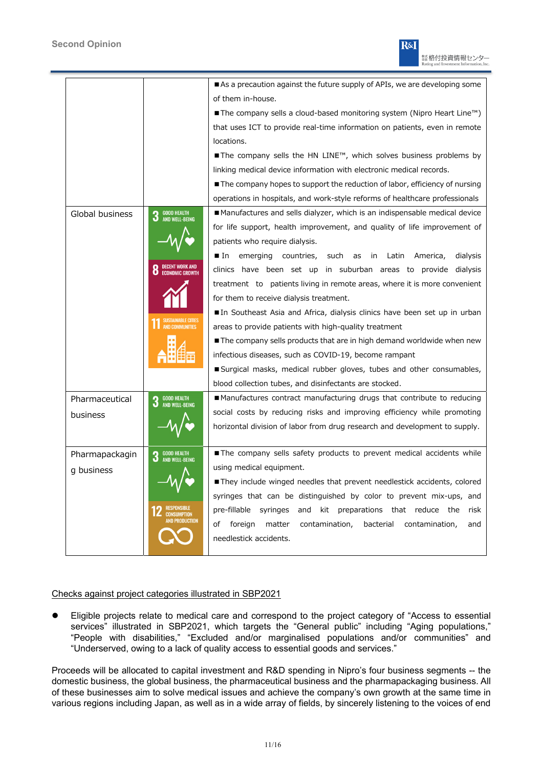|  |  |  |
|---|---|---|
|  |  | ■As a precaution against the future supply of APIs, we are developing some of them in-house.<br>■The company sells a cloud-based monitoring system (Nipro Heart Line™) that uses ICT to provide real-time information on patients, even in remote locations.<br>■The company sells the HN LINE™, which solves business problems by linking medical device information with electronic medical records.<br>■The company hopes to support the reduction of labor, efficiency of nursing operations in hospitals, and work-style reforms of healthcare professionals |
| Global business | 3 GOOD HEALTH AND WELL-BEING<br>8 DECENT WORK AND ECONOMIC GROWTH<br>11 SUSTAINABLE CITIES AND COMMUNITIES | ■Manufactures and sells dialyzer, which is an indispensable medical device for life support, health improvement, and quality of life improvement of patients who require dialysis.<br>■In emerging countries, such as in Latin America, dialysis clinics have been set up in suburban areas to provide dialysis treatment to patients living in remote areas, where it is more convenient for them to receive dialysis treatment.<br>■In Southeast Asia and Africa, dialysis clinics have been set up in urban areas to provide patients with high-quality treatment<br>■The company sells products that are in high demand worldwide when new infectious diseases, such as COVID-19, become rampant<br>■Surgical masks, medical rubber gloves, tubes and other consumables, blood collection tubes, and disinfectants are stocked. |
| Pharmaceutical business | 3 GOOD HEALTH AND WELL-BEING | ■Manufactures contract manufacturing drugs that contribute to reducing social costs by reducing risks and improving efficiency while promoting horizontal division of labor from drug research and development to supply. |
| Pharmapackaging business | 3 GOOD HEALTH AND WELL-BEING<br>12 RESPONSIBLE CONSUMPTION AND PRODUCTION | ■The company sells safety products to prevent medical accidents while using medical equipment.<br>■They include winged needles that prevent needlestick accidents, colored syringes that can be distinguished by color to prevent mix-ups, and pre-fillable syringes and kit preparations that reduce the risk of foreign matter contamination, bacterial contamination, and needlestick accidents. |

Checks against project categories illustrated in SBP2021

- Eligible projects relate to medical care and correspond to the project category of "Access to essential services" illustrated in SBP2021, which targets the "General public" including "Aging populations," "People with disabilities," "Excluded and/or marginalised populations and/or communities" and "Underserved, owing to a lack of quality access to essential goods and services."

Proceeds will be allocated to capital investment and R&D spending in Nipro's four business segments -- the domestic business, the global business, the pharmaceutical business and the pharmapackaging business. All of these businesses aim to solve medical issues and achieve the company's own growth at the same time in various regions including Japan, as well as in a wide array of fields, by sincerely listening to the voices of end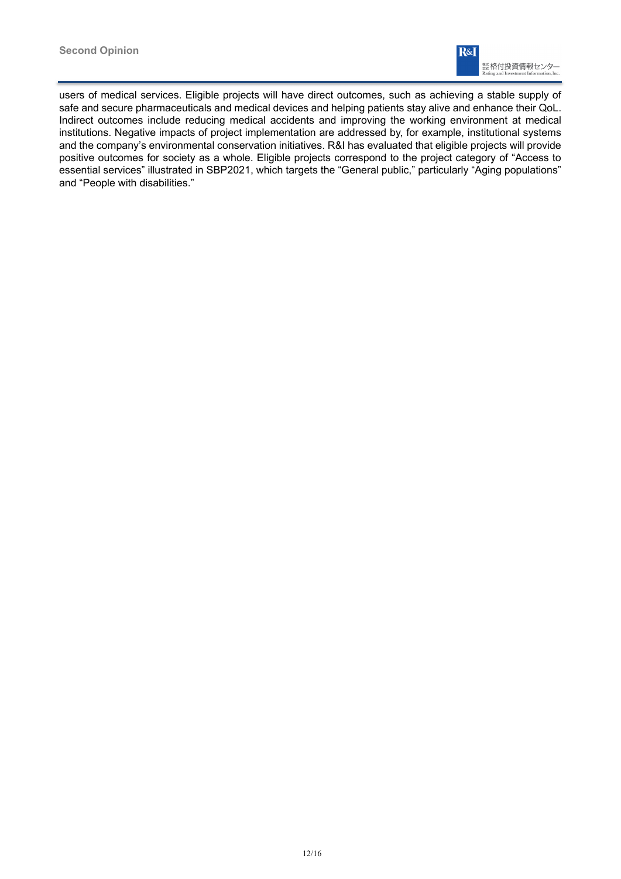users of medical services. Eligible projects will have direct outcomes, such as achieving a stable supply of safe and secure pharmaceuticals and medical devices and helping patients stay alive and enhance their QoL. Indirect outcomes include reducing medical accidents and improving the working environment at medical institutions. Negative impacts of project implementation are addressed by, for example, institutional systems and the company's environmental conservation initiatives. R&I has evaluated that eligible projects will provide positive outcomes for society as a whole. Eligible projects correspond to the project category of "Access to essential services" illustrated in SBP2021, which targets the "General public," particularly "Aging populations" and "People with disabilities."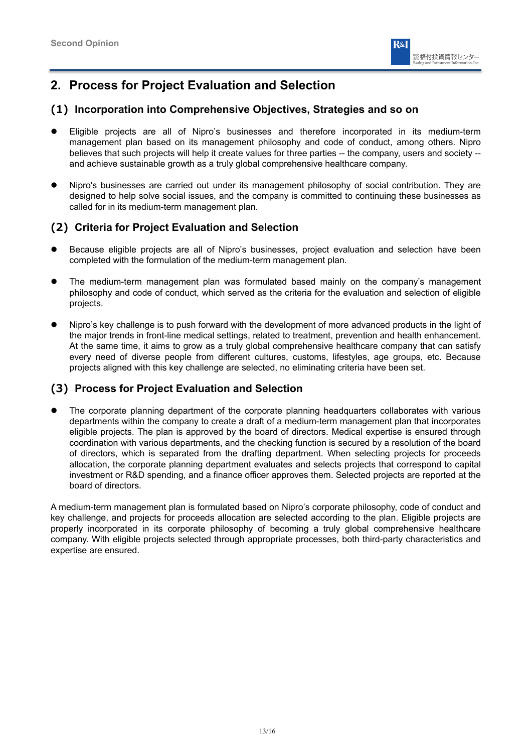## 2. Process for Project Evaluation and Selection

### (1) Incorporation into Comprehensive Objectives, Strategies and so on

- Eligible projects are all of Nipro's businesses and therefore incorporated in its medium-term management plan based on its management philosophy and code of conduct, among others. Nipro believes that such projects will help it create values for three parties -- the company, users and society -- and achieve sustainable growth as a truly global comprehensive healthcare company.
- Nipro's businesses are carried out under its management philosophy of social contribution. They are designed to help solve social issues, and the company is committed to continuing these businesses as called for in its medium-term management plan.

### (2) Criteria for Project Evaluation and Selection

- Because eligible projects are all of Nipro's businesses, project evaluation and selection have been completed with the formulation of the medium-term management plan.
- The medium-term management plan was formulated based mainly on the company's management philosophy and code of conduct, which served as the criteria for the evaluation and selection of eligible projects.
- Nipro's key challenge is to push forward with the development of more advanced products in the light of the major trends in front-line medical settings, related to treatment, prevention and health enhancement. At the same time, it aims to grow as a truly global comprehensive healthcare company that can satisfy every need of diverse people from different cultures, customs, lifestyles, age groups, etc. Because projects aligned with this key challenge are selected, no eliminating criteria have been set.

### (3) Process for Project Evaluation and Selection

- The corporate planning department of the corporate planning headquarters collaborates with various departments within the company to create a draft of a medium-term management plan that incorporates eligible projects. The plan is approved by the board of directors. Medical expertise is ensured through coordination with various departments, and the checking function is secured by a resolution of the board of directors, which is separated from the drafting department. When selecting projects for proceeds allocation, the corporate planning department evaluates and selects projects that correspond to capital investment or R&D spending, and a finance officer approves them. Selected projects are reported at the board of directors.

A medium-term management plan is formulated based on Nipro's corporate philosophy, code of conduct and key challenge, and projects for proceeds allocation are selected according to the plan. Eligible projects are properly incorporated in its corporate philosophy of becoming a truly global comprehensive healthcare company. With eligible projects selected through appropriate processes, both third-party characteristics and expertise are ensured.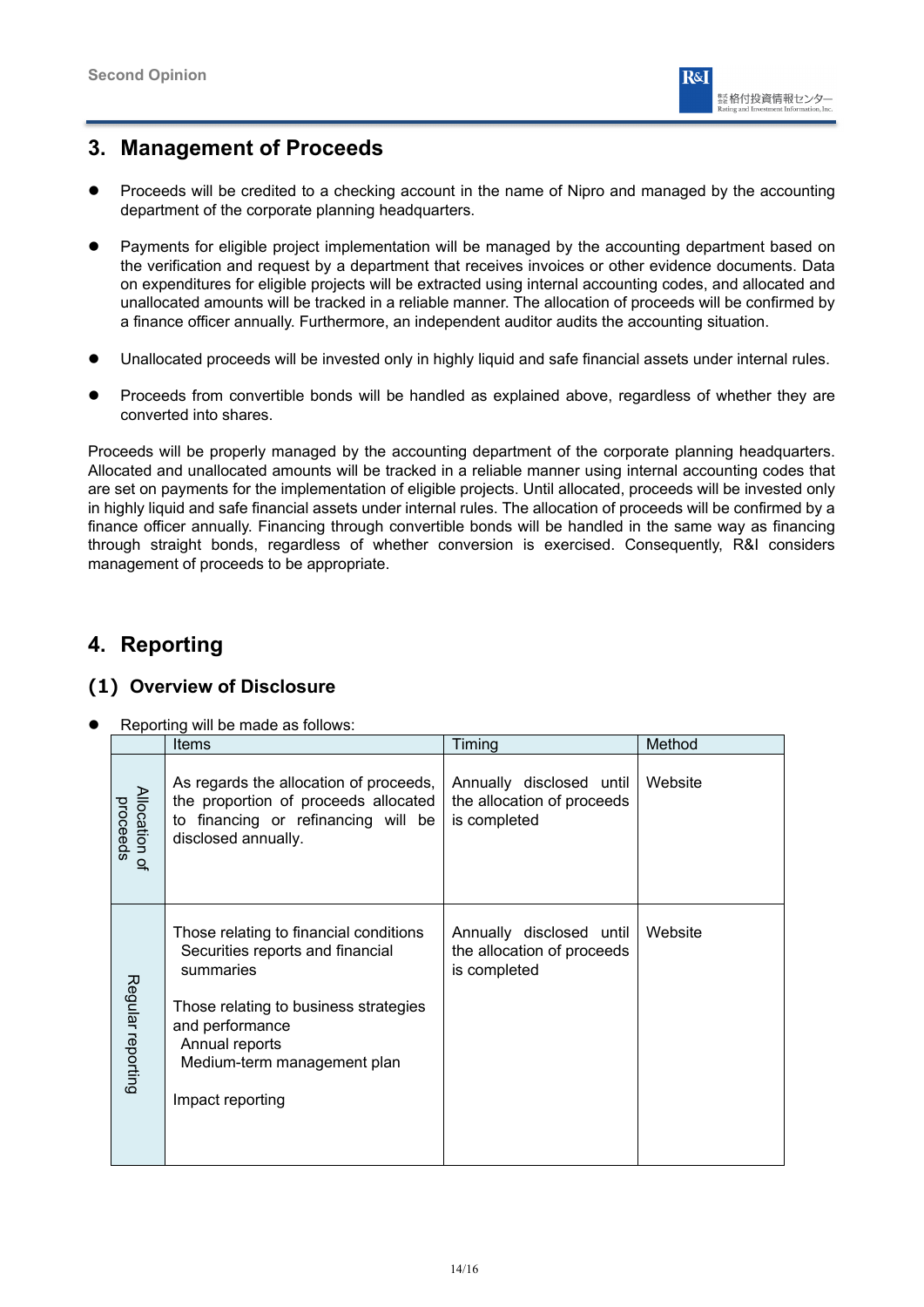## 3. Management of Proceeds

- Proceeds will be credited to a checking account in the name of Nipro and managed by the accounting department of the corporate planning headquarters.
- Payments for eligible project implementation will be managed by the accounting department based on the verification and request by a department that receives invoices or other evidence documents. Data on expenditures for eligible projects will be extracted using internal accounting codes, and allocated and unallocated amounts will be tracked in a reliable manner. The allocation of proceeds will be confirmed by a finance officer annually. Furthermore, an independent auditor audits the accounting situation.
- Unallocated proceeds will be invested only in highly liquid and safe financial assets under internal rules.
- Proceeds from convertible bonds will be handled as explained above, regardless of whether they are converted into shares.

Proceeds will be properly managed by the accounting department of the corporate planning headquarters. Allocated and unallocated amounts will be tracked in a reliable manner using internal accounting codes that are set on payments for the implementation of eligible projects. Until allocated, proceeds will be invested only in highly liquid and safe financial assets under internal rules. The allocation of proceeds will be confirmed by a finance officer annually. Financing through convertible bonds will be handled in the same way as financing through straight bonds, regardless of whether conversion is exercised. Consequently, R&I considers management of proceeds to be appropriate.

## 4. Reporting

### (1) Overview of Disclosure

- Reporting will be made as follows:

| | Items | Timing | Method |
|---|---|---|---|
| Allocation of proceeds | As regards the allocation of proceeds, the proportion of proceeds allocated to financing or refinancing will be disclosed annually. | Annually disclosed until the allocation of proceeds is completed | Website |
| Regular reporting | Those relating to financial conditions<br>Securities reports and financial summaries<br><br>Those relating to business strategies and performance<br>Annual reports<br>Medium-term management plan<br><br>Impact reporting | Annually disclosed until the allocation of proceeds is completed | Website |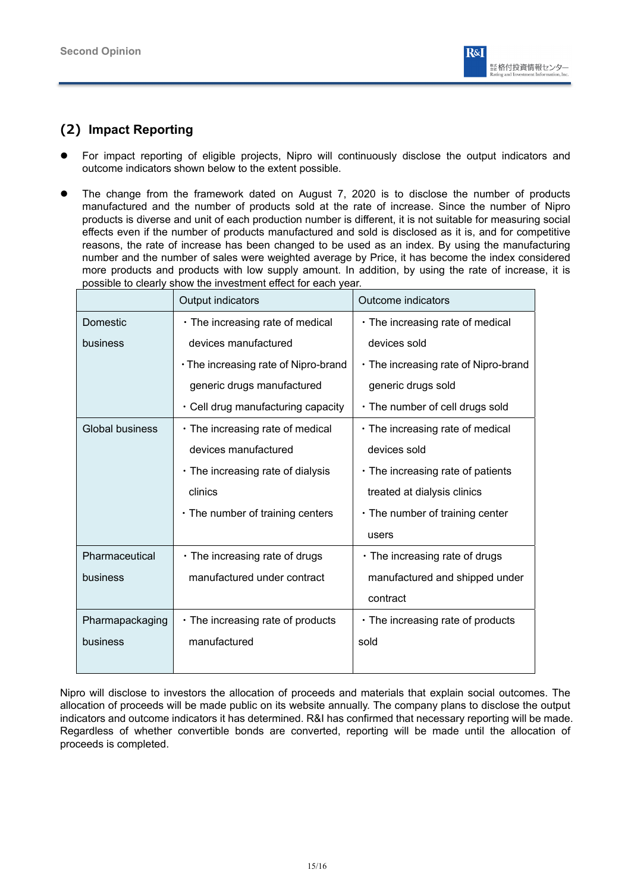## (2) Impact Reporting

- For impact reporting of eligible projects, Nipro will continuously disclose the output indicators and outcome indicators shown below to the extent possible.
- The change from the framework dated on August 7, 2020 is to disclose the number of products manufactured and the number of products sold at the rate of increase. Since the number of Nipro products is diverse and unit of each production number is different, it is not suitable for measuring social effects even if the number of products manufactured and sold is disclosed as it is, and for competitive reasons, the rate of increase has been changed to be used as an index. By using the manufacturing number and the number of sales were weighted average by Price, it has become the index considered more products and products with low supply amount. In addition, by using the rate of increase, it is possible to clearly show the investment effect for each year.

| | Output indicators | Outcome indicators |
|---|---|---|
| Domestic business | ・The increasing rate of medical devices manufactured<br>・The increasing rate of Nipro-brand generic drugs manufactured<br>・Cell drug manufacturing capacity | ・The increasing rate of medical devices sold<br>・The increasing rate of Nipro-brand generic drugs sold<br>・The number of cell drugs sold |
| Global business | ・The increasing rate of medical devices manufactured<br>・The increasing rate of dialysis clinics<br>・The number of training centers | ・The increasing rate of medical devices sold<br>・The increasing rate of patients treated at dialysis clinics<br>・The number of training center users |
| Pharmaceutical business | ・The increasing rate of drugs manufactured under contract | ・The increasing rate of drugs manufactured and shipped under contract |
| Pharmapackaging business | ・The increasing rate of products manufactured | ・The increasing rate of products sold |

Nipro will disclose to investors the allocation of proceeds and materials that explain social outcomes. The allocation of proceeds will be made public on its website annually. The company plans to disclose the output indicators and outcome indicators it has determined. R&I has confirmed that necessary reporting will be made. Regardless of whether convertible bonds are converted, reporting will be made until the allocation of proceeds is completed.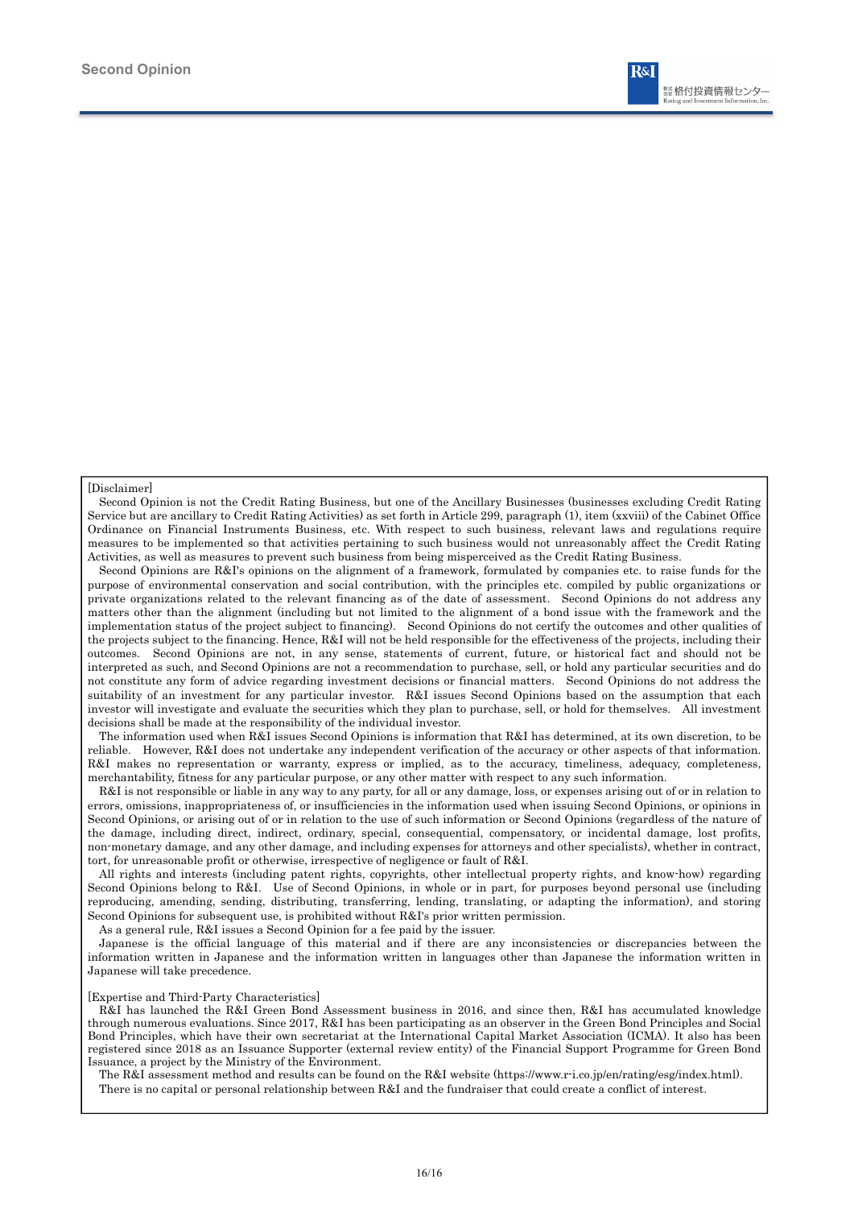[Disclaimer]

Second Opinion is not the Credit Rating Business, but one of the Ancillary Businesses (businesses excluding Credit Rating Service but are ancillary to Credit Rating Activities) as set forth in Article 299, paragraph (1), item (xxviii) of the Cabinet Office Ordinance on Financial Instruments Business, etc. With respect to such business, relevant laws and regulations require measures to be implemented so that activities pertaining to such business would not unreasonably affect the Credit Rating Activities, as well as measures to prevent such business from being misperceived as the Credit Rating Business.

Second Opinions are R&I's opinions on the alignment of a framework, formulated by companies etc. to raise funds for the purpose of environmental conservation and social contribution, with the principles etc. compiled by public organizations or private organizations related to the relevant financing as of the date of assessment. Second Opinions do not address any matters other than the alignment (including but not limited to the alignment of a bond issue with the framework and the implementation status of the project subject to financing). Second Opinions do not certify the outcomes and other qualities of the projects subject to the financing. Hence, R&I will not be held responsible for the effectiveness of the projects, including their outcomes. Second Opinions are not, in any sense, statements of current, future, or historical fact and should not be interpreted as such, and Second Opinions are not a recommendation to purchase, sell, or hold any particular securities and do not constitute any form of advice regarding investment decisions or financial matters. Second Opinions do not address the suitability of an investment for any particular investor. R&I issues Second Opinions based on the assumption that each investor will investigate and evaluate the securities which they plan to purchase, sell, or hold for themselves. All investment decisions shall be made at the responsibility of the individual investor.

The information used when R&I issues Second Opinions is information that R&I has determined, at its own discretion, to be reliable. However, R&I does not undertake any independent verification of the accuracy or other aspects of that information. R&I makes no representation or warranty, express or implied, as to the accuracy, timeliness, adequacy, completeness, merchantability, fitness for any particular purpose, or any other matter with respect to any such information.

R&I is not responsible or liable in any way to any party, for all or any damage, loss, or expenses arising out of or in relation to errors, omissions, inappropriateness of, or insufficiencies in the information used when issuing Second Opinions, or opinions in Second Opinions, or arising out of or in relation to the use of such information or Second Opinions (regardless of the nature of the damage, including direct, indirect, ordinary, special, consequential, compensatory, or incidental damage, lost profits, non-monetary damage, and any other damage, and including expenses for attorneys and other specialists), whether in contract, tort, for unreasonable profit or otherwise, irrespective of negligence or fault of R&I.

All rights and interests (including patent rights, copyrights, other intellectual property rights, and know-how) regarding Second Opinions belong to R&I. Use of Second Opinions, in whole or in part, for purposes beyond personal use (including reproducing, amending, sending, distributing, transferring, lending, translating, or adapting the information), and storing Second Opinions for subsequent use, is prohibited without R&I's prior written permission.

As a general rule, R&I issues a Second Opinion for a fee paid by the issuer.

Japanese is the official language of this material and if there are any inconsistencies or discrepancies between the information written in Japanese and the information written in languages other than Japanese the information written in Japanese will take precedence.

[Expertise and Third-Party Characteristics]

R&I has launched the R&I Green Bond Assessment business in 2016, and since then, R&I has accumulated knowledge through numerous evaluations. Since 2017, R&I has been participating as an observer in the Green Bond Principles and Social Bond Principles, which have their own secretariat at the International Capital Market Association (ICMA). It also has been registered since 2018 as an Issuance Supporter (external review entity) of the Financial Support Programme for Green Bond Issuance, a project by the Ministry of the Environment.

The R&I assessment method and results can be found on the R&I website (https://www.r-i.co.jp/en/rating/esg/index.html).

There is no capital or personal relationship between R&I and the fundraiser that could create a conflict of interest.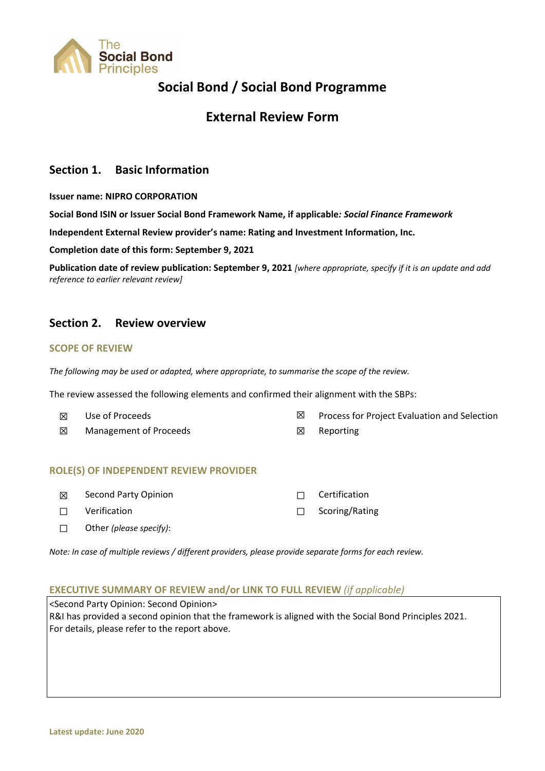The Social Bond Principles

# Social Bond / Social Bond Programme

## External Review Form

## Section 1. Basic Information

**Issuer name: NIPRO CORPORATION**

**Social Bond ISIN or Issuer Social Bond Framework Name, if applicable*: Social Finance Framework***

**Independent External Review provider's name: Rating and Investment Information, Inc.**

**Completion date of this form: September 9, 2021**

**Publication date of review publication: September 9, 2021** *[where appropriate, specify if it is an update and add reference to earlier relevant review]*

## Section 2. Review overview

### SCOPE OF REVIEW

*The following may be used or adapted, where appropriate, to summarise the scope of the review.*

The review assessed the following elements and confirmed their alignment with the SBPs:

- ☒ Use of Proceeds
- ☒ Process for Project Evaluation and Selection
- ☒ Management of Proceeds
- ☒ Reporting

### ROLE(S) OF INDEPENDENT REVIEW PROVIDER

- ☒ Second Party Opinion
- ☐ Certification
- ☐ Verification
- ☐ Scoring/Rating
- ☐ Other *(please specify)*:

*Note: In case of multiple reviews / different providers, please provide separate forms for each review.*

### EXECUTIVE SUMMARY OF REVIEW and/or LINK TO FULL REVIEW *(if applicable)*

<Second Party Opinion: Second Opinion>
R&I has provided a second opinion that the framework is aligned with the Social Bond Principles 2021.
For details, please refer to the report above.

Latest update: June 2020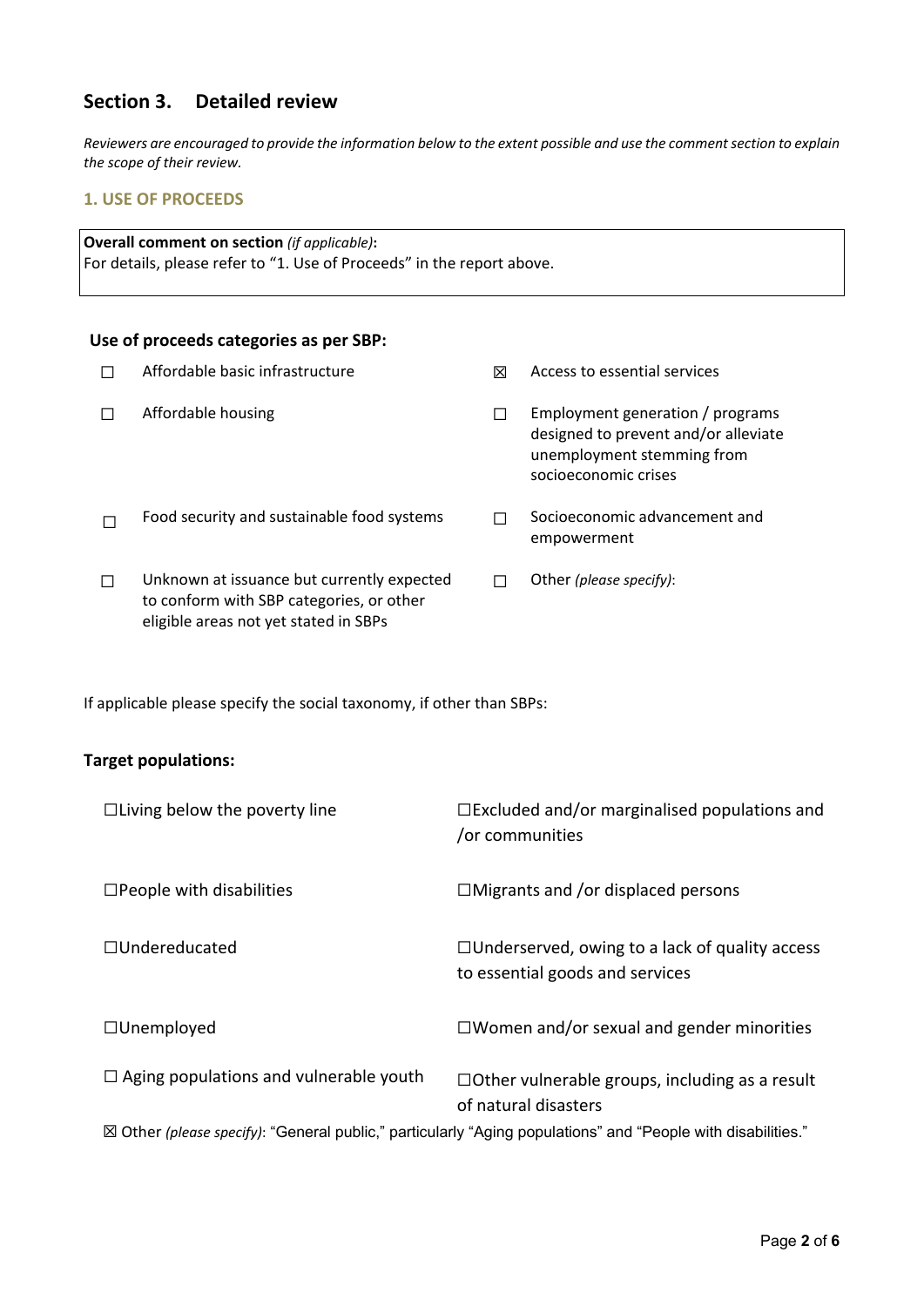## Section 3. Detailed review

*Reviewers are encouraged to provide the information below to the extent possible and use the comment section to explain the scope of their review.*

### 1. USE OF PROCEEDS

| **Overall comment on section** *(if applicable)*: For details, please refer to "1. Use of Proceeds" in the report above. |
|---|

**Use of proceeds categories as per SBP:**

| | | | |
|---|---|---|---|
| ☐ | Affordable basic infrastructure | ☒ | Access to essential services |
| ☐ | Affordable housing | ☐ | Employment generation / programs designed to prevent and/or alleviate unemployment stemming from socioeconomic crises |
| ☐ | Food security and sustainable food systems | ☐ | Socioeconomic advancement and empowerment |
| ☐ | Unknown at issuance but currently expected to conform with SBP categories, or other eligible areas not yet stated in SBPs | ☐ | Other *(please specify)*: |

If applicable please specify the social taxonomy, if other than SBPs:

**Target populations:**

| | |
|---|---|
| ☐Living below the poverty line | ☐Excluded and/or marginalised populations and /or communities |
| ☐People with disabilities | ☐Migrants and /or displaced persons |
| ☐Undereducated | ☐Underserved, owing to a lack of quality access to essential goods and services |
| ☐Unemployed | ☐Women and/or sexual and gender minorities |
| ☐ Aging populations and vulnerable youth | ☐Other vulnerable groups, including as a result of natural disasters |

☒ Other *(please specify)*: "General public," particularly "Aging populations" and "People with disabilities."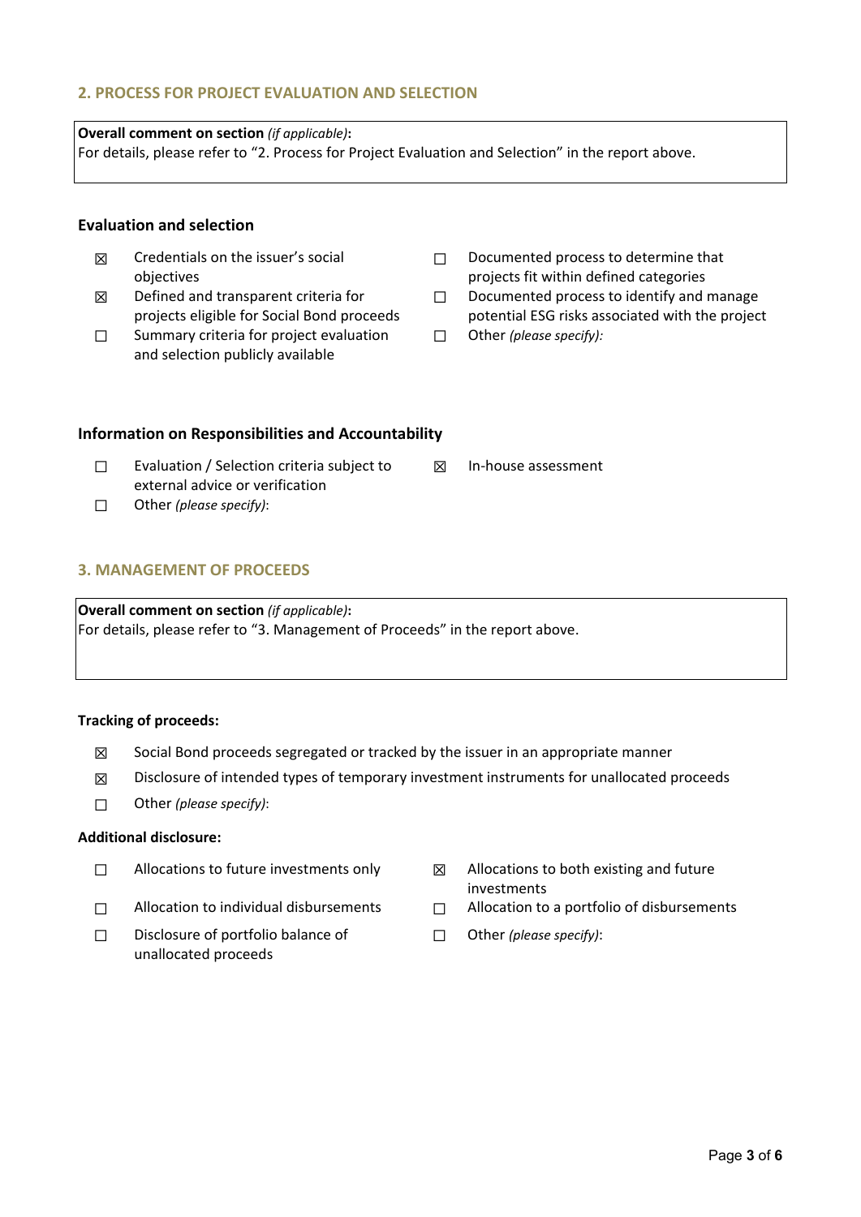## 2. PROCESS FOR PROJECT EVALUATION AND SELECTION

**Overall comment on section** *(if applicable)***:**
For details, please refer to "2. Process for Project Evaluation and Selection" in the report above.

### Evaluation and selection

- ☒ Credentials on the issuer's social objectives
- ☒ Defined and transparent criteria for projects eligible for Social Bond proceeds
- ☐ Summary criteria for project evaluation and selection publicly available
- ☐ Documented process to determine that projects fit within defined categories
- ☐ Documented process to identify and manage potential ESG risks associated with the project
- ☐ Other *(please specify):*

### Information on Responsibilities and Accountability

- ☐ Evaluation / Selection criteria subject to external advice or verification
- ☐ Other *(please specify)*:
- ☒ In-house assessment

## 3. MANAGEMENT OF PROCEEDS

**Overall comment on section** *(if applicable)***:**
For details, please refer to "3. Management of Proceeds" in the report above.

**Tracking of proceeds:**

- ☒ Social Bond proceeds segregated or tracked by the issuer in an appropriate manner
- ☒ Disclosure of intended types of temporary investment instruments for unallocated proceeds
- ☐ Other *(please specify)*:

**Additional disclosure:**

- ☐ Allocations to future investments only
- ☐ Allocation to individual disbursements
- ☐ Disclosure of portfolio balance of unallocated proceeds
- ☒ Allocations to both existing and future investments
- ☐ Allocation to a portfolio of disbursements
- ☐ Other *(please specify)*: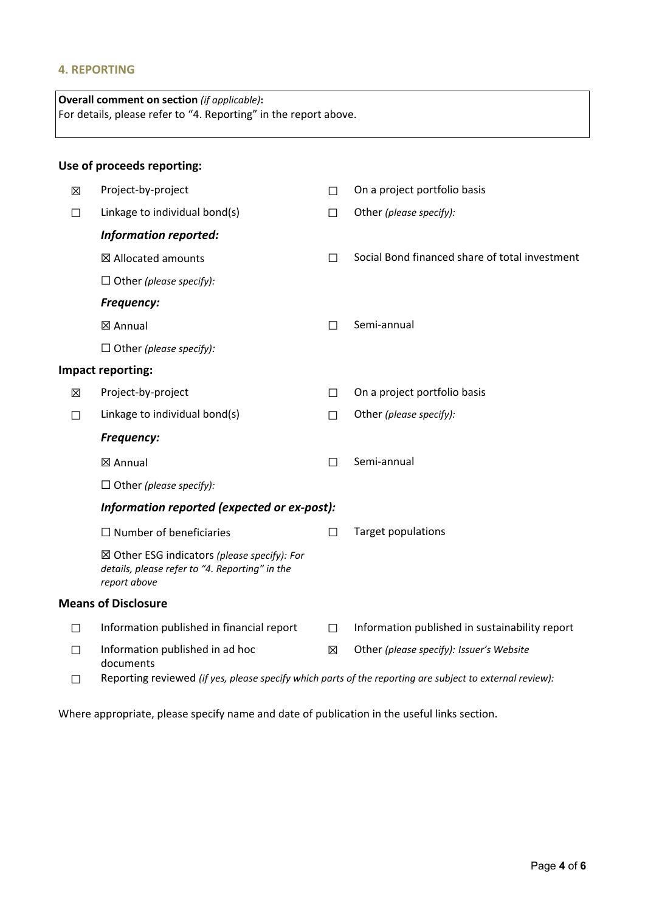## 4. REPORTING

**Overall comment on section** *(if applicable)***:**
For details, please refer to "4. Reporting" in the report above.

**Use of proceeds reporting:**

- ☒ Project-by-project
- ☐ On a project portfolio basis
- ☐ Linkage to individual bond(s)
- ☐ Other *(please specify):*

***Information reported:***

- ☒ Allocated amounts
- ☐ Social Bond financed share of total investment
- ☐ Other *(please specify):*

***Frequency:***

- ☒ Annual
- ☐ Semi-annual
- ☐ Other *(please specify):*

**Impact reporting:**

- ☒ Project-by-project
- ☐ On a project portfolio basis
- ☐ Linkage to individual bond(s)
- ☐ Other *(please specify):*

***Frequency:***

- ☒ Annual
- ☐ Semi-annual
- ☐ Other *(please specify):*

***Information reported (expected or ex-post):***

- ☐ Number of beneficiaries
- ☐ Target populations
- ☒ Other ESG indicators *(please specify): For details, please refer to "4. Reporting" in the report above*

**Means of Disclosure**

- ☐ Information published in financial report
- ☐ Information published in sustainability report
- ☐ Information published in ad hoc documents
- ☒ Other *(please specify): Issuer's Website*
- ☐ Reporting reviewed *(if yes, please specify which parts of the reporting are subject to external review):*

Where appropriate, please specify name and date of publication in the useful links section.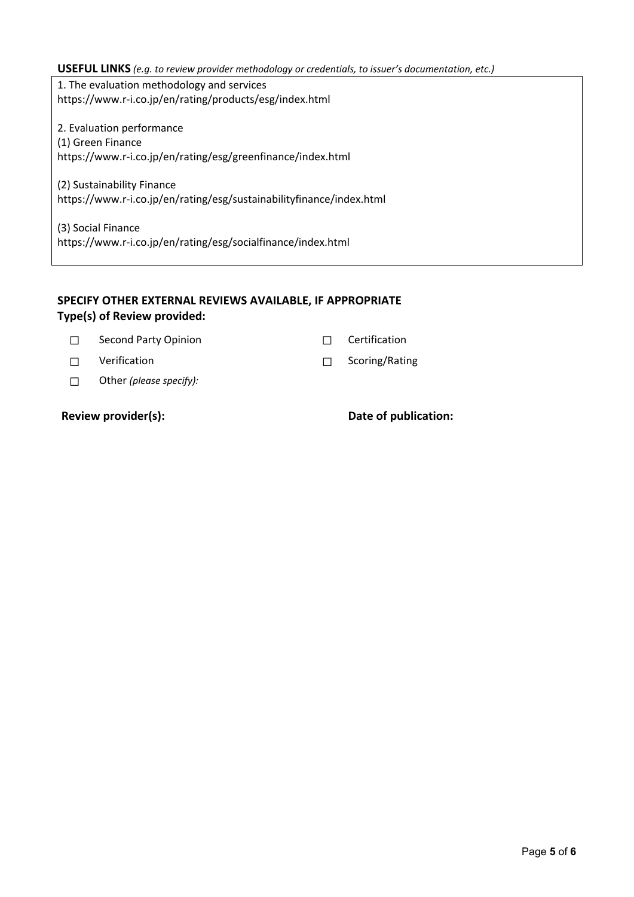**USEFUL LINKS** *(e.g. to review provider methodology or credentials, to issuer's documentation, etc.)*

1. The evaluation methodology and services
https://www.r-i.co.jp/en/rating/products/esg/index.html

2. Evaluation performance
(1) Green Finance
https://www.r-i.co.jp/en/rating/esg/greenfinance/index.html

(2) Sustainability Finance
https://www.r-i.co.jp/en/rating/esg/sustainabilityfinance/index.html

(3) Social Finance
https://www.r-i.co.jp/en/rating/esg/socialfinance/index.html

## SPECIFY OTHER EXTERNAL REVIEWS AVAILABLE, IF APPROPRIATE

**Type(s) of Review provided:**

- ☐ Second Party Opinion
- ☐ Certification
- ☐ Verification
- ☐ Scoring/Rating
- ☐ Other *(please specify):*

**Review provider(s):**

**Date of publication:**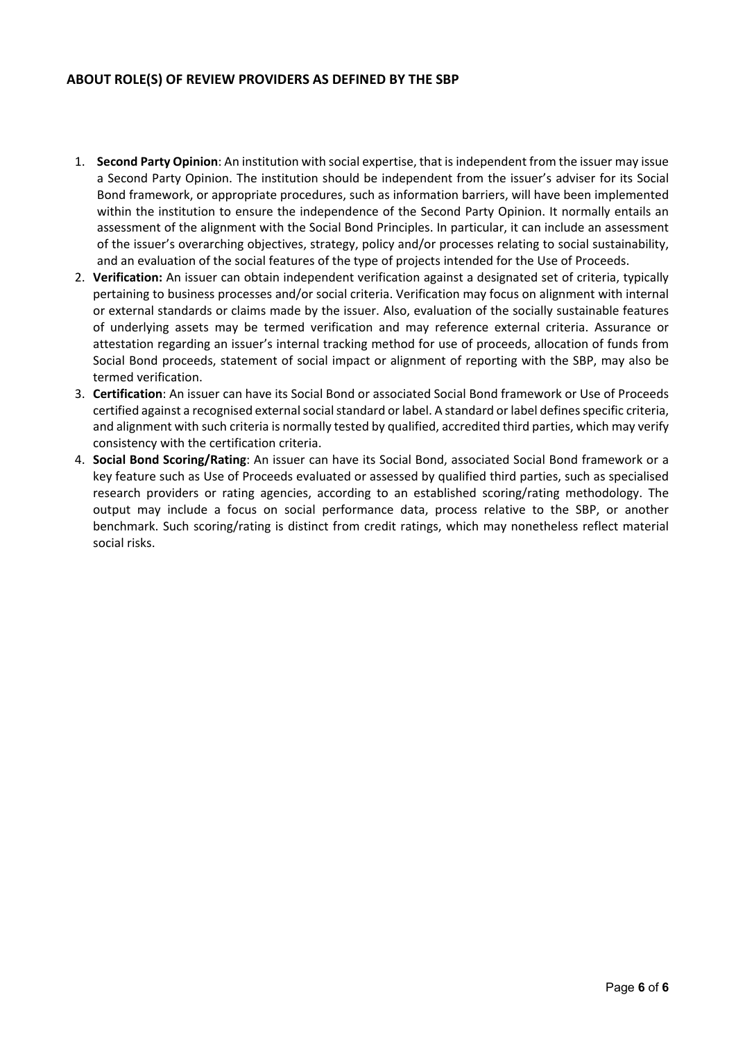## ABOUT ROLE(S) OF REVIEW PROVIDERS AS DEFINED BY THE SBP

1. **Second Party Opinion**: An institution with social expertise, that is independent from the issuer may issue a Second Party Opinion. The institution should be independent from the issuer's adviser for its Social Bond framework, or appropriate procedures, such as information barriers, will have been implemented within the institution to ensure the independence of the Second Party Opinion. It normally entails an assessment of the alignment with the Social Bond Principles. In particular, it can include an assessment of the issuer's overarching objectives, strategy, policy and/or processes relating to social sustainability, and an evaluation of the social features of the type of projects intended for the Use of Proceeds.
2. **Verification:** An issuer can obtain independent verification against a designated set of criteria, typically pertaining to business processes and/or social criteria. Verification may focus on alignment with internal or external standards or claims made by the issuer. Also, evaluation of the socially sustainable features of underlying assets may be termed verification and may reference external criteria. Assurance or attestation regarding an issuer's internal tracking method for use of proceeds, allocation of funds from Social Bond proceeds, statement of social impact or alignment of reporting with the SBP, may also be termed verification.
3. **Certification**: An issuer can have its Social Bond or associated Social Bond framework or Use of Proceeds certified against a recognised external social standard or label. A standard or label defines specific criteria, and alignment with such criteria is normally tested by qualified, accredited third parties, which may verify consistency with the certification criteria.
4. **Social Bond Scoring/Rating**: An issuer can have its Social Bond, associated Social Bond framework or a key feature such as Use of Proceeds evaluated or assessed by qualified third parties, such as specialised research providers or rating agencies, according to an established scoring/rating methodology. The output may include a focus on social performance data, process relative to the SBP, or another benchmark. Such scoring/rating is distinct from credit ratings, which may nonetheless reflect material social risks.